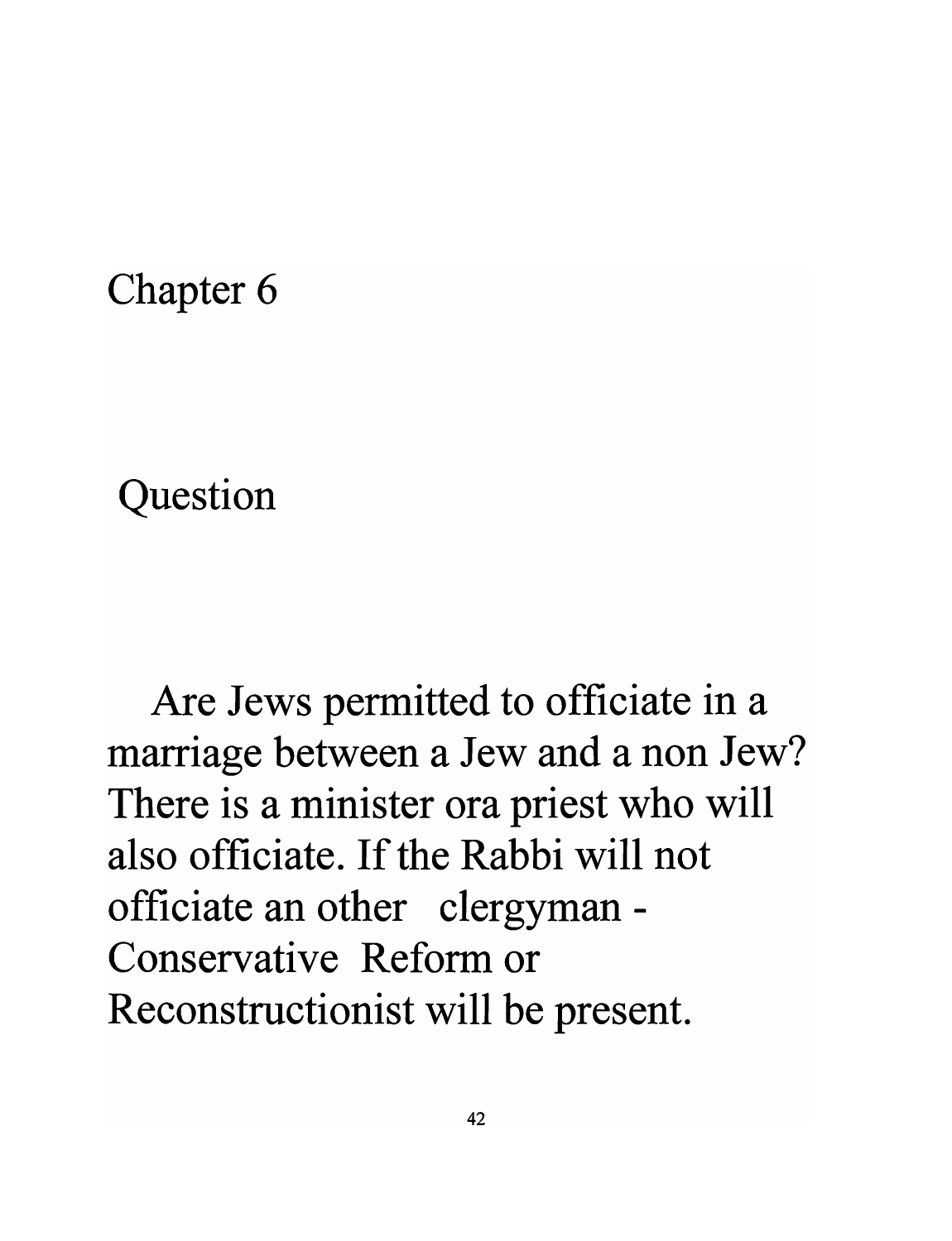# Chapter 6

## Question

Are Jews permitted to officiate in a marriage between a Jew and a non Jew? There is a minister ora priest who will also officiate. If the Rabbi will not officiate an other clergyman - Conservative Reform or Reconstructionist will be present.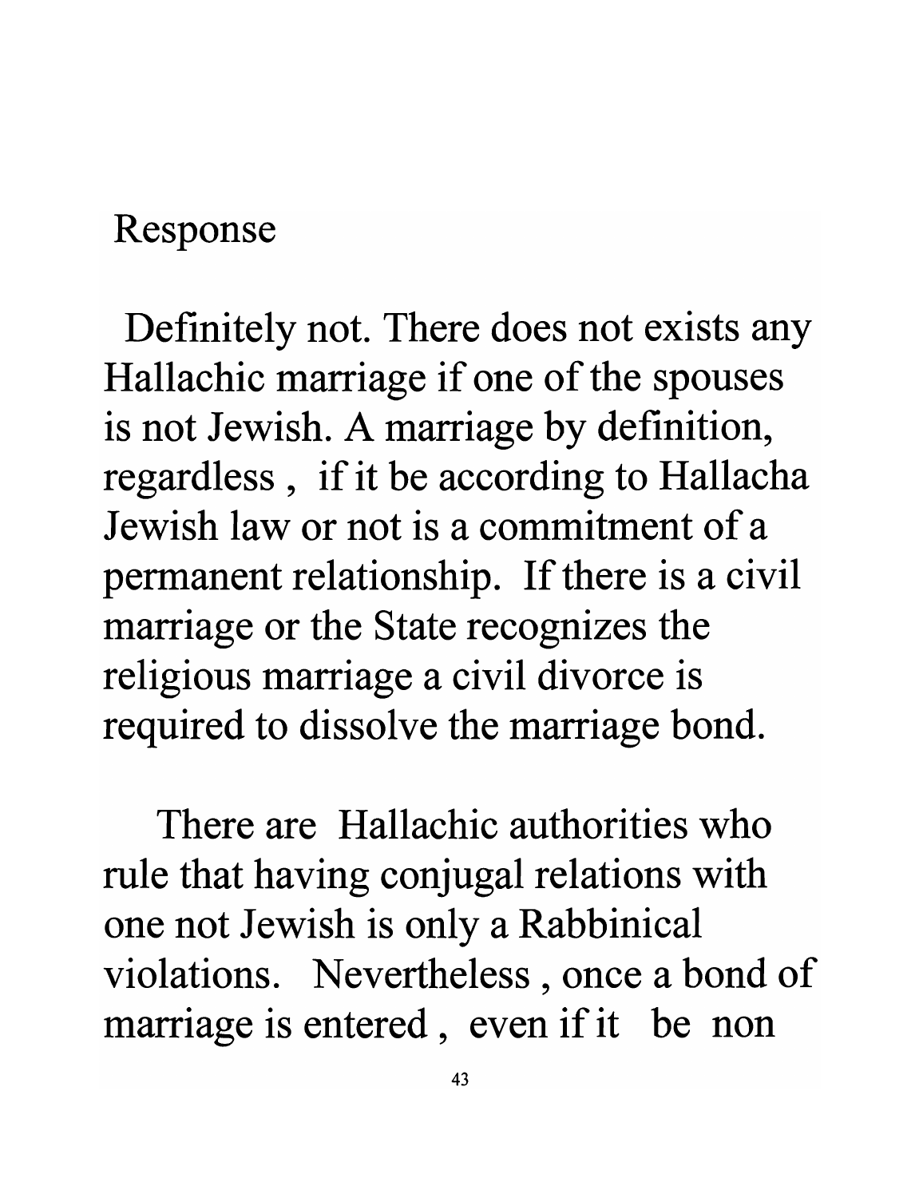Response

Definitely not. There does not exists any Hallachic marriage if one of the spouses is not Jewish. A marriage by definition, regardless , if it be according to Hallacha Jewish law or not is a commitment of a permanent relationship. If there is a civil marriage or the State recognizes the religious marriage a civil divorce is required to dissolve the marriage bond.

There are Hallachic authorities who rule that having conjugal relations with one not Jewish is only a Rabbinical violations. Nevertheless , once a bond of marriage is entered , even if it be non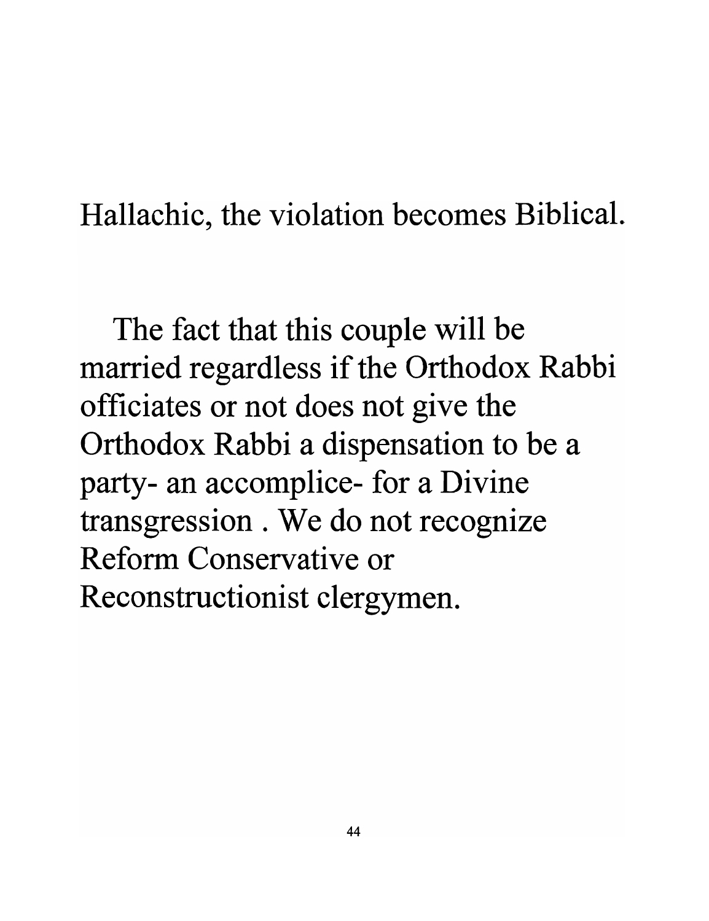Hallachic, the violation becomes Biblical.

The fact that this couple will be married regardless if the Orthodox Rabbi officiates or not does not give the Orthodox Rabbi a dispensation to be a party- an accomplice- for a Divine transgression . We do not recognize Reform Conservative or Reconstructionist clergymen.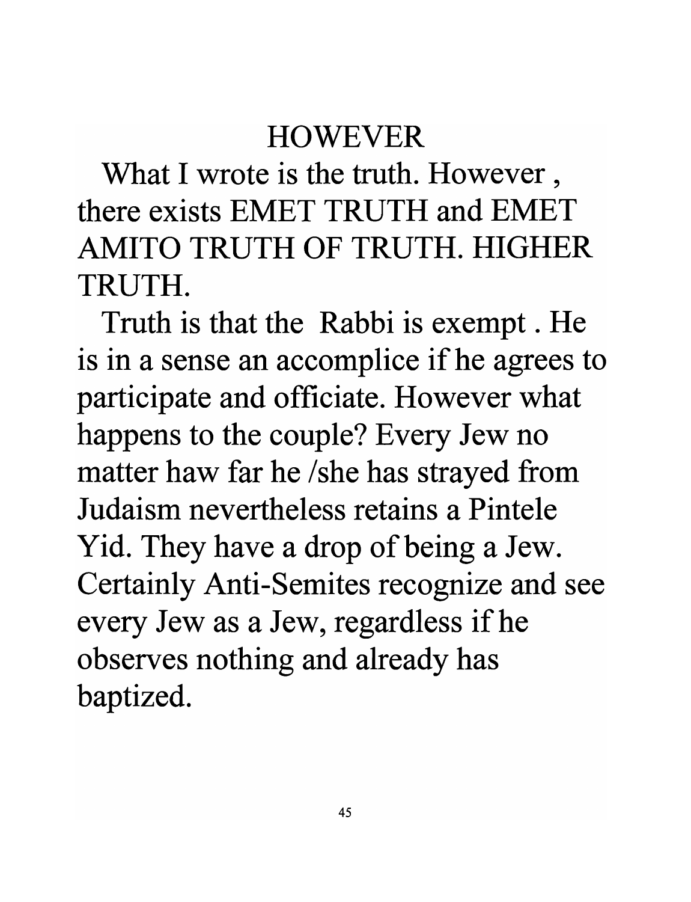## HOWEVER

What I wrote is the truth. However , there exists EMET TRUTH and EMET AMITO TRUTH OF TRUTH. HIGHER TRUTH.

Truth is that the Rabbi is exempt . He is in a sense an accomplice if he agrees to participate and officiate. However what happens to the couple? Every Jew no matter haw far he /she has strayed from Judaism nevertheless retains a Pintele Yid. They have a drop of being a Jew. Certainly Anti-Semites recognize and see every Jew as a Jew, regardless if he observes nothing and already has baptized.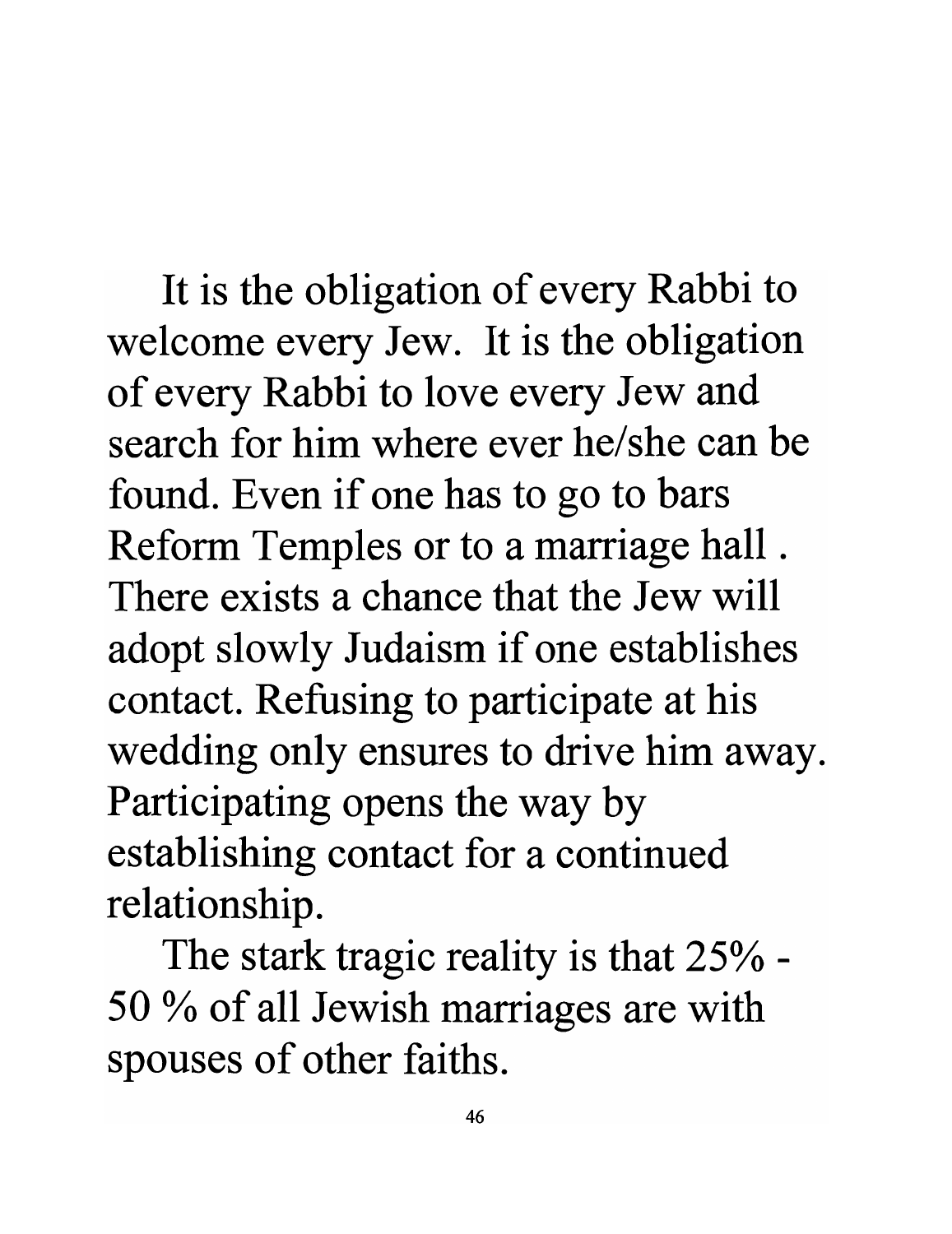It is the obligation of every Rabbi to welcome every Jew. It is the obligation of every Rabbi to love every Jew and search for him where ever he/she can be found. Even if one has to go to bars Reform Temples or to a marriage hall . There exists a chance that the Jew will adopt slowly Judaism if one establishes contact. Refusing to participate at his wedding only ensures to drive him away. Participating opens the way by establishing contact for a continued relationship.

The stark tragic reality is that 25% - 50 % of all Jewish marriages are with spouses of other faiths.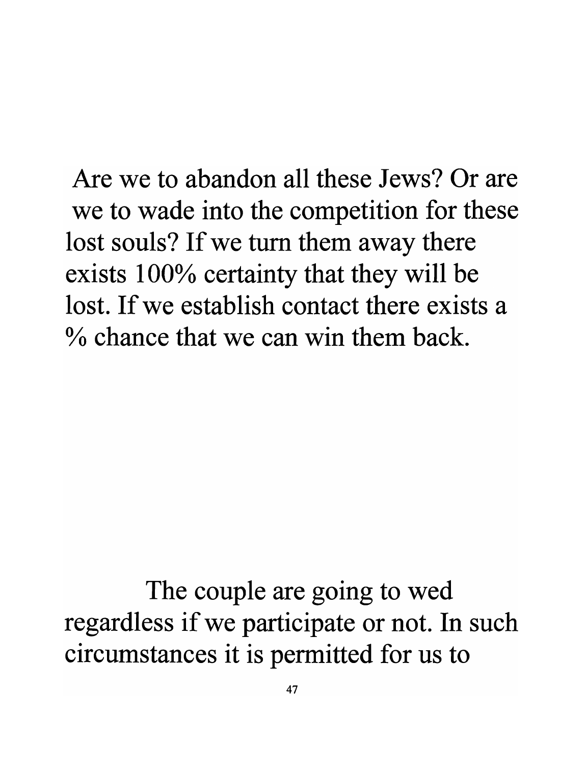Are we to abandon all these Jews? Or are we to wade into the competition for these lost souls? If we turn them away there exists 100% certainty that they will be lost. If we establish contact there exists a % chance that we can win them back.

The couple are going to wed regardless if we participate or not. In such circumstances it is permitted for us to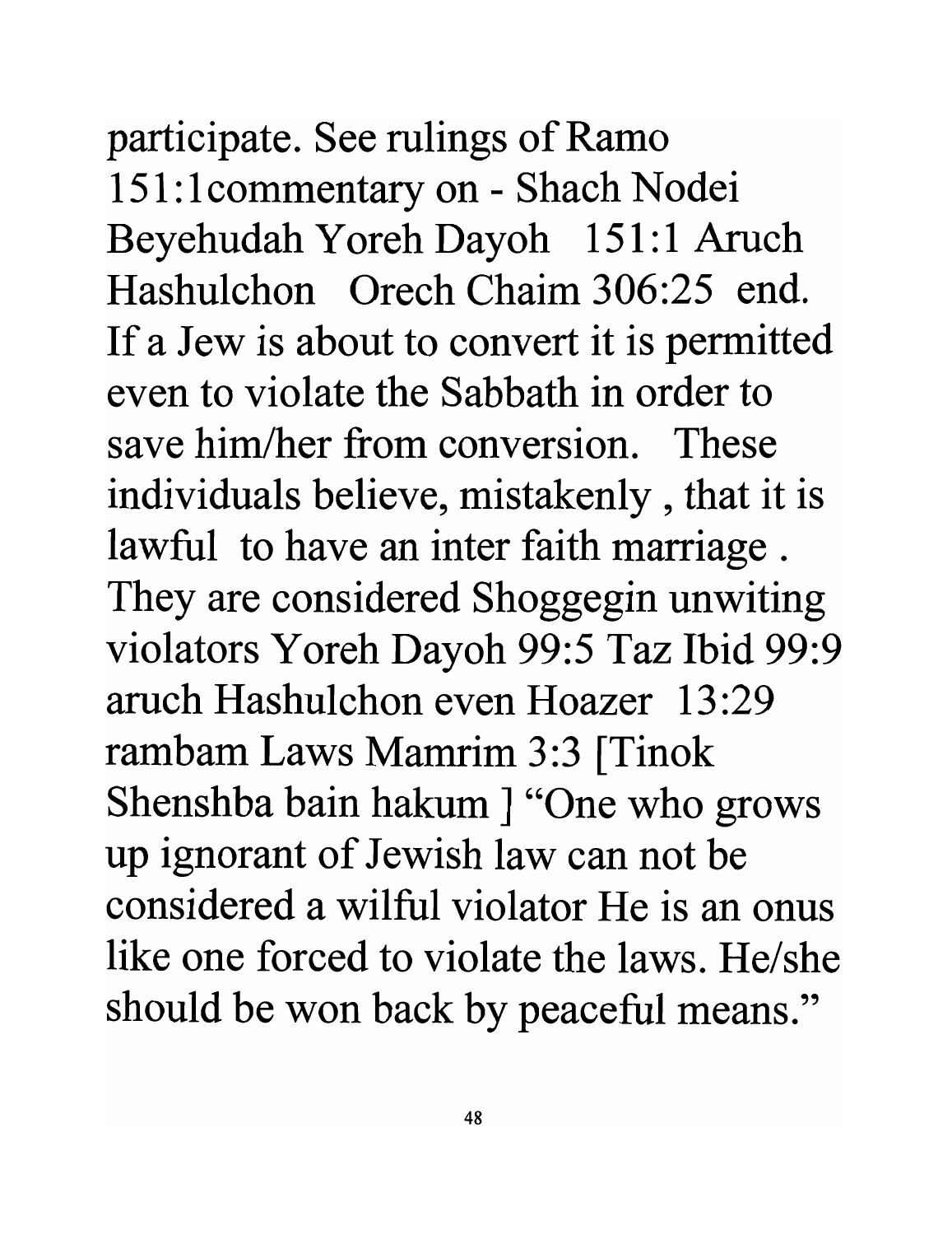participate. See rulings of Ramo 151:1commentary on - Shach Nodei Beyehudah Yoreh Dayoh 151:1 Aruch Hashulchon Orech Chaim 306:25 end. If a Jew is about to convert it is permitted even to violate the Sabbath in order to save him/her from conversion. These individuals believe, mistakenly , that it is lawful to have an inter faith marriage . They are considered Shoggegin unwiting violators Yoreh Dayoh 99:5 Taz Ibid 99:9 aruch Hashulchon even Hoazer 13:29 rambam Laws Mamrim 3:3 [Tinok Shenshba bain hakum ] "One who grows up ignorant of Jewish law can not be considered a wilful violator He is an onus like one forced to violate the laws. He/she should be won back by peaceful means."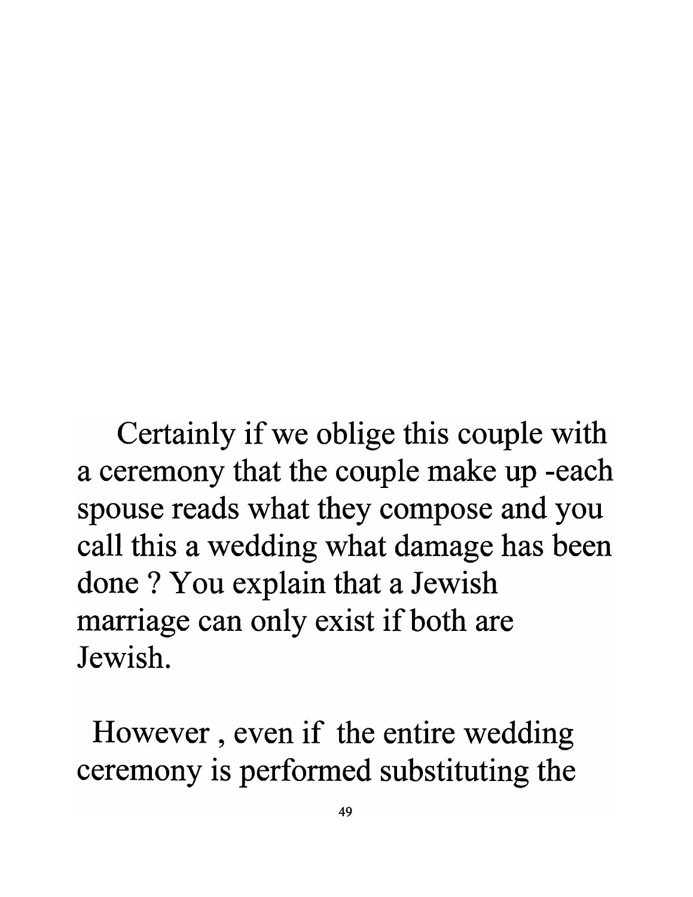Certainly if we oblige this couple with a ceremony that the couple make up -each spouse reads what they compose and you call this a wedding what damage has been done ? You explain that a Jewish marriage can only exist if both are Jewish.

However , even if the entire wedding ceremony is performed substituting the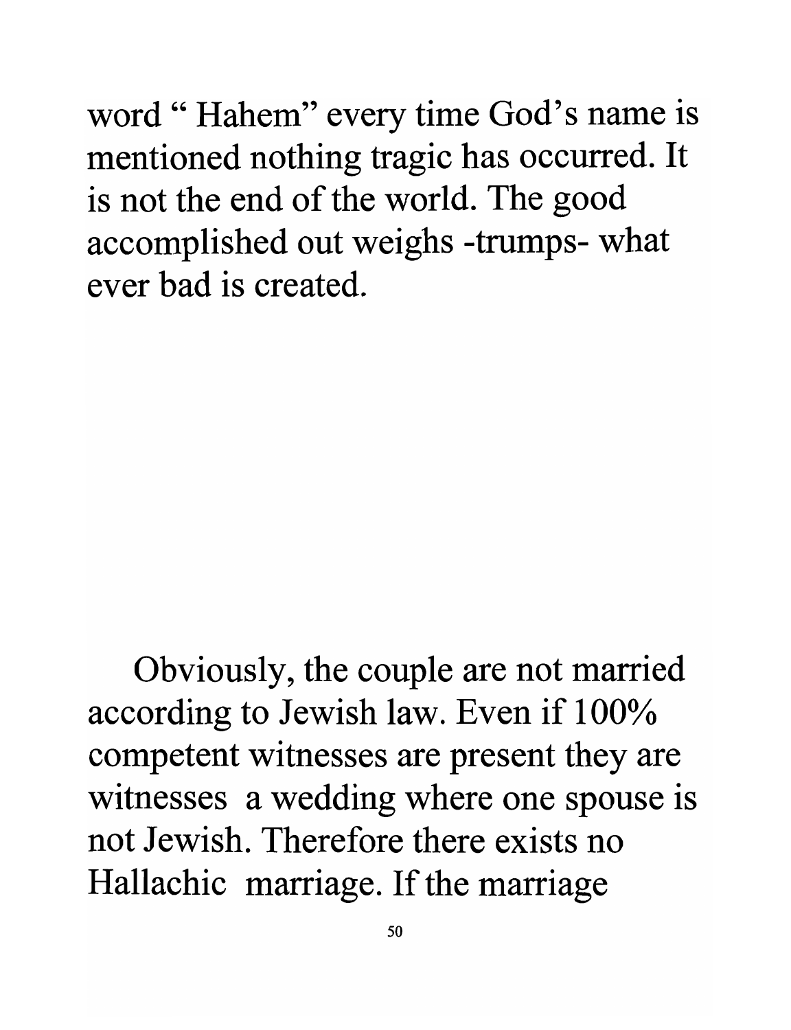word " Hahem" every time God's name is mentioned nothing tragic has occurred. It is not the end of the world. The good accomplished out weighs -trumps- what ever bad is created.

Obviously, the couple are not married according to Jewish law. Even if 100% competent witnesses are present they are witnesses a wedding where one spouse is not Jewish. Therefore there exists no Hallachic marriage. If the marriage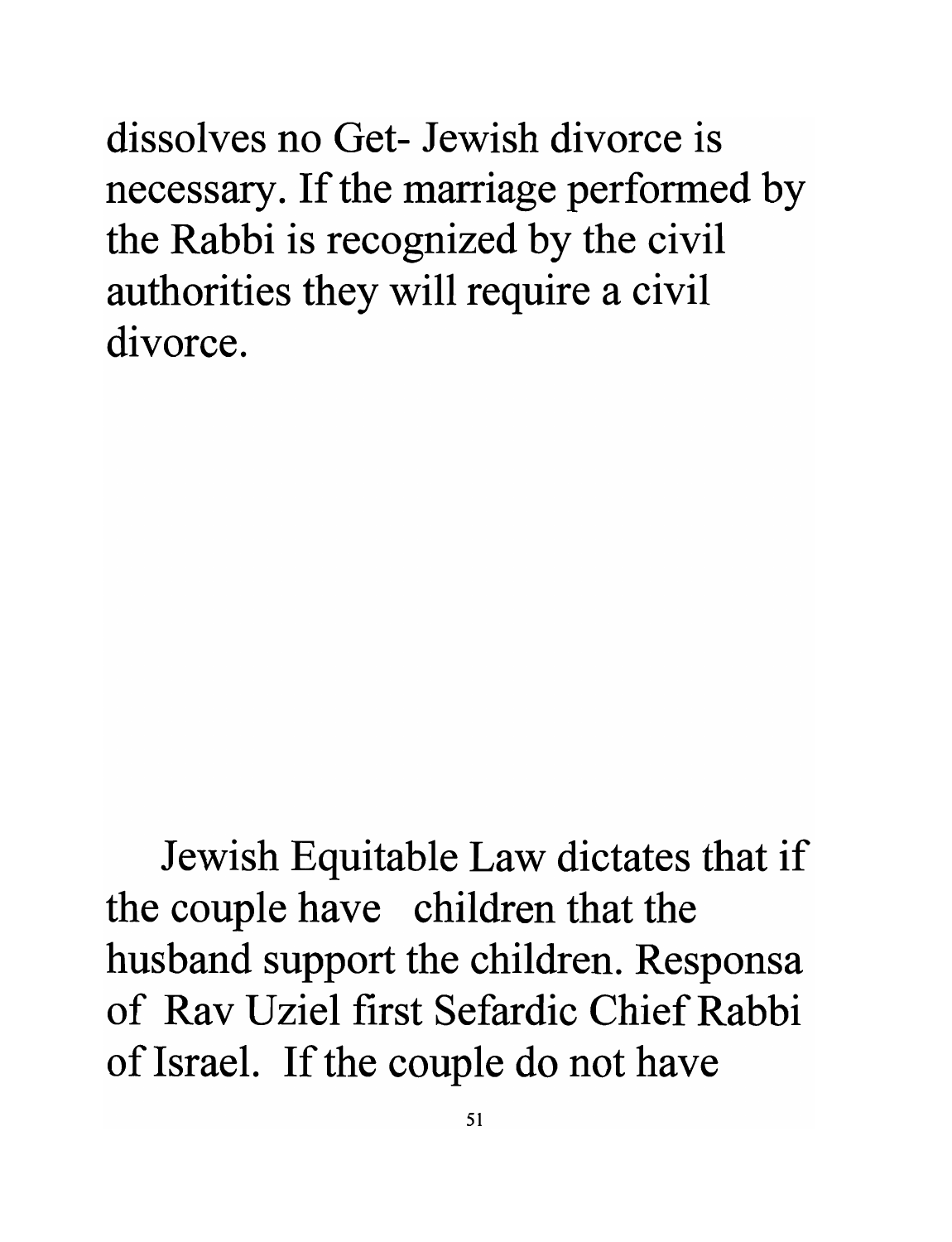dissolves no Get- Jewish divorce is necessary. If the marriage performed by the Rabbi is recognized by the civil authorities they will require a civil divorce.

Jewish Equitable Law dictates that if the couple have children that the husband support the children. Responsa of Rav Uziel first Sefardic Chief Rabbi of Israel. If the couple do not have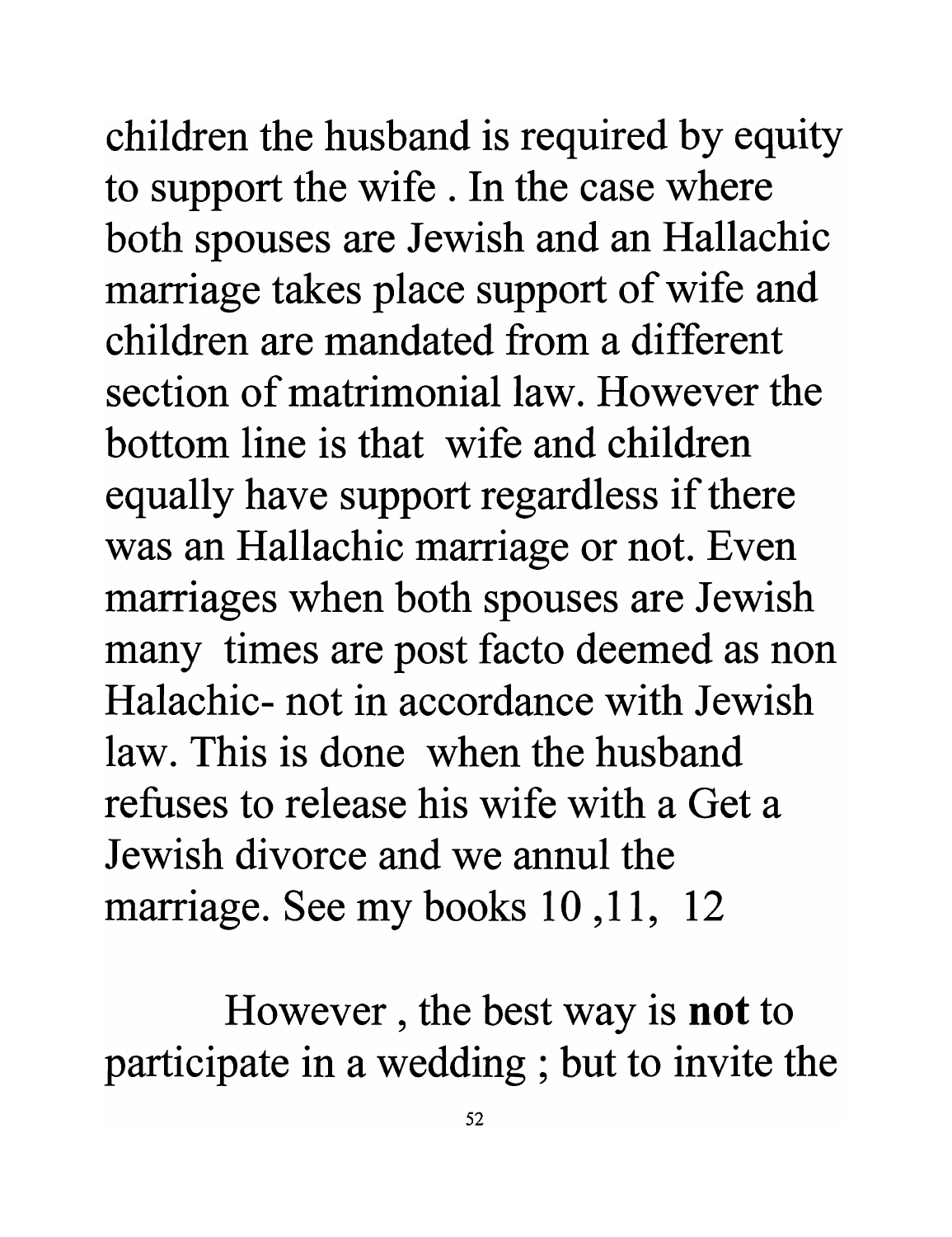children the husband is required by equity to support the wife . In the case where both spouses are Jewish and an Hallachic marriage takes place support of wife and children are mandated from a different section of matrimonial law. However the bottom line is that wife and children equally have support regardless if there was an Hallachic marriage or not. Even marriages when both spouses are Jewish many times are post facto deemed as non Halachic- not in accordance with Jewish law. This is done when the husband refuses to release his wife with a Get a Jewish divorce and we annul the marriage. See my books 10 ,11, 12

However , the best way is **not** to participate in a wedding ; but to invite the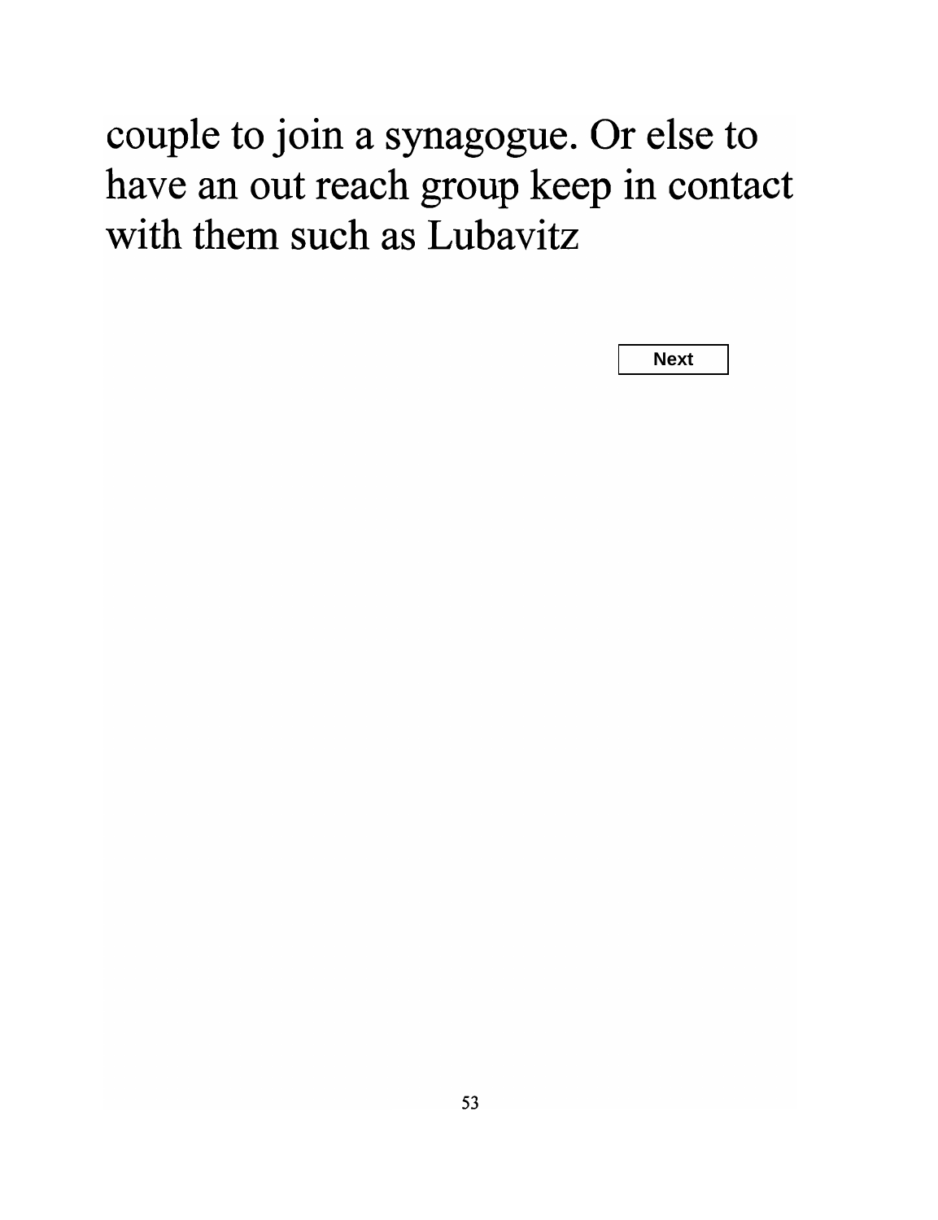couple to join a synagogue. Or else to have an out reach group keep in contact with them such as Lubavitz

Next